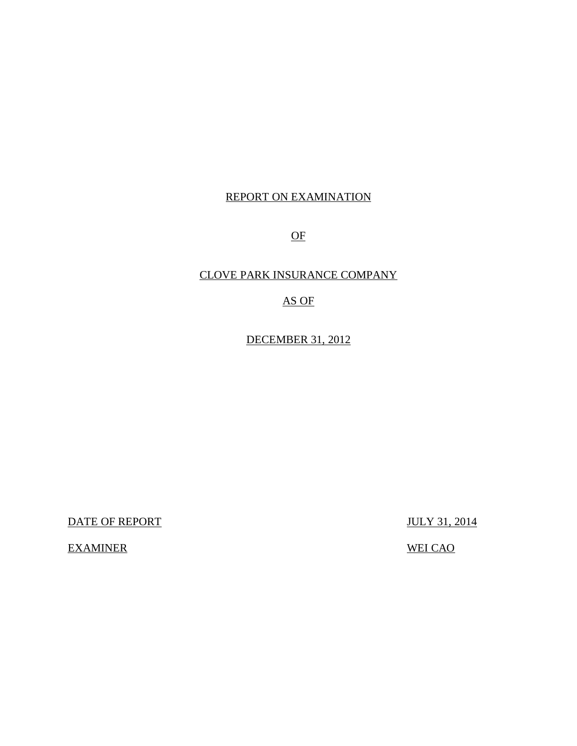REPORT ON EXAMINATION

OF

CLOVE PARK INSURANCE COMPANY

AS OF

DECEMBER 31, 2012

| DATE OF REPORT | JULY 31, 2014 |
| --- | --- |
| EXAMINER | WEI CAO |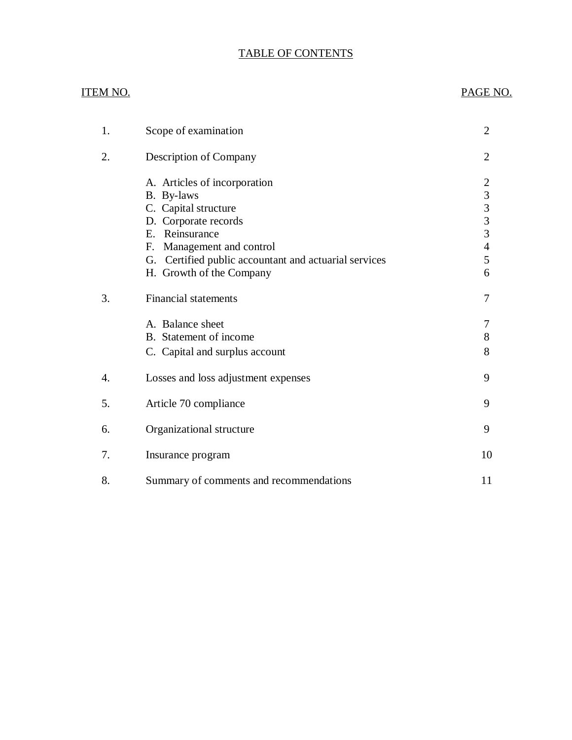# TABLE OF CONTENTS

| ITEM NO. | | PAGE NO. |
|---|---|---|
| 1. | Scope of examination | 2 |
| 2. | Description of Company | 2 |
| | A. Articles of incorporation | 2 |
| | B. By-laws | 3 |
| | C. Capital structure | 3 |
| | D. Corporate records | 3 |
| | E. Reinsurance | 3 |
| | F. Management and control | 4 |
| | G. Certified public accountant and actuarial services | 5 |
| | H. Growth of the Company | 6 |
| 3. | Financial statements | 7 |
| | A. Balance sheet | 7 |
| | B. Statement of income | 8 |
| | C. Capital and surplus account | 8 |
| 4. | Losses and loss adjustment expenses | 9 |
| 5. | Article 70 compliance | 9 |
| 6. | Organizational structure | 9 |
| 7. | Insurance program | 10 |
| 8. | Summary of comments and recommendations | 11 |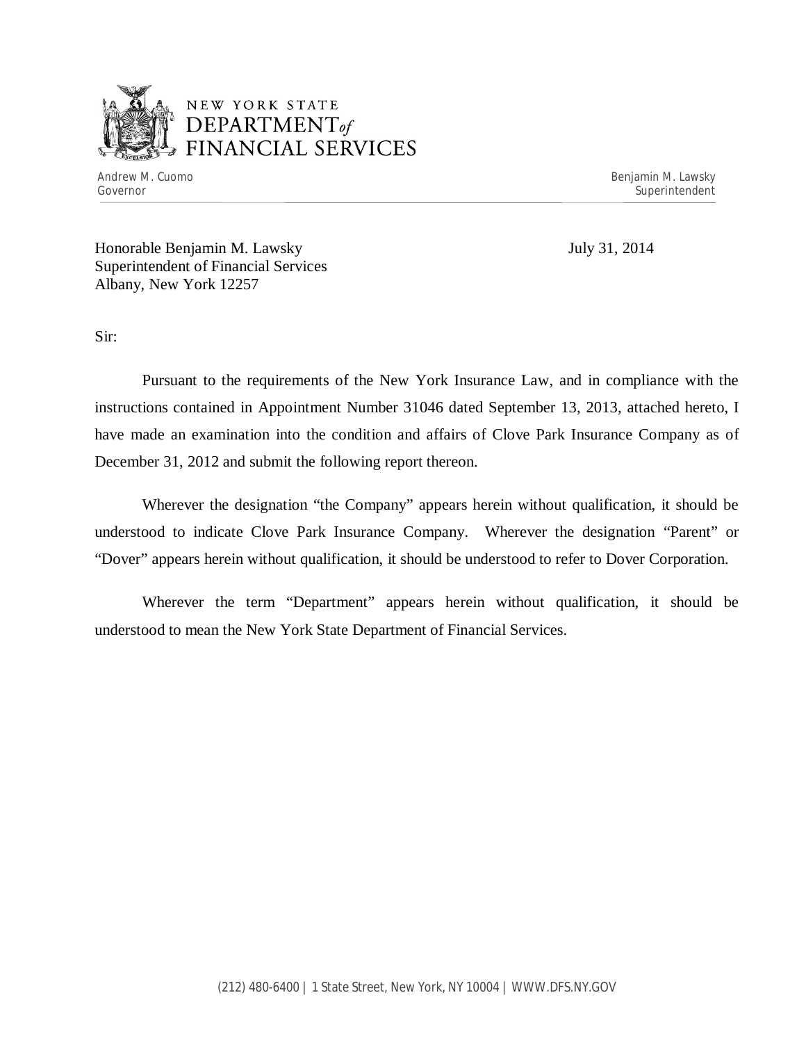NEW YORK STATE
DEPARTMENT of
FINANCIAL SERVICES

Andrew M. Cuomo
Governor

Benjamin M. Lawsky
Superintendent

Honorable Benjamin M. Lawsky
Superintendent of Financial Services
Albany, New York 12257

July 31, 2014

Sir:

Pursuant to the requirements of the New York Insurance Law, and in compliance with the instructions contained in Appointment Number 31046 dated September 13, 2013, attached hereto, I have made an examination into the condition and affairs of Clove Park Insurance Company as of December 31, 2012 and submit the following report thereon.

Wherever the designation "the Company" appears herein without qualification, it should be understood to indicate Clove Park Insurance Company. Wherever the designation "Parent" or "Dover" appears herein without qualification, it should be understood to refer to Dover Corporation.

Wherever the term "Department" appears herein without qualification, it should be understood to mean the New York State Department of Financial Services.

(212) 480-6400 | 1 State Street, New York, NY 10004 | WWW.DFS.NY.GOV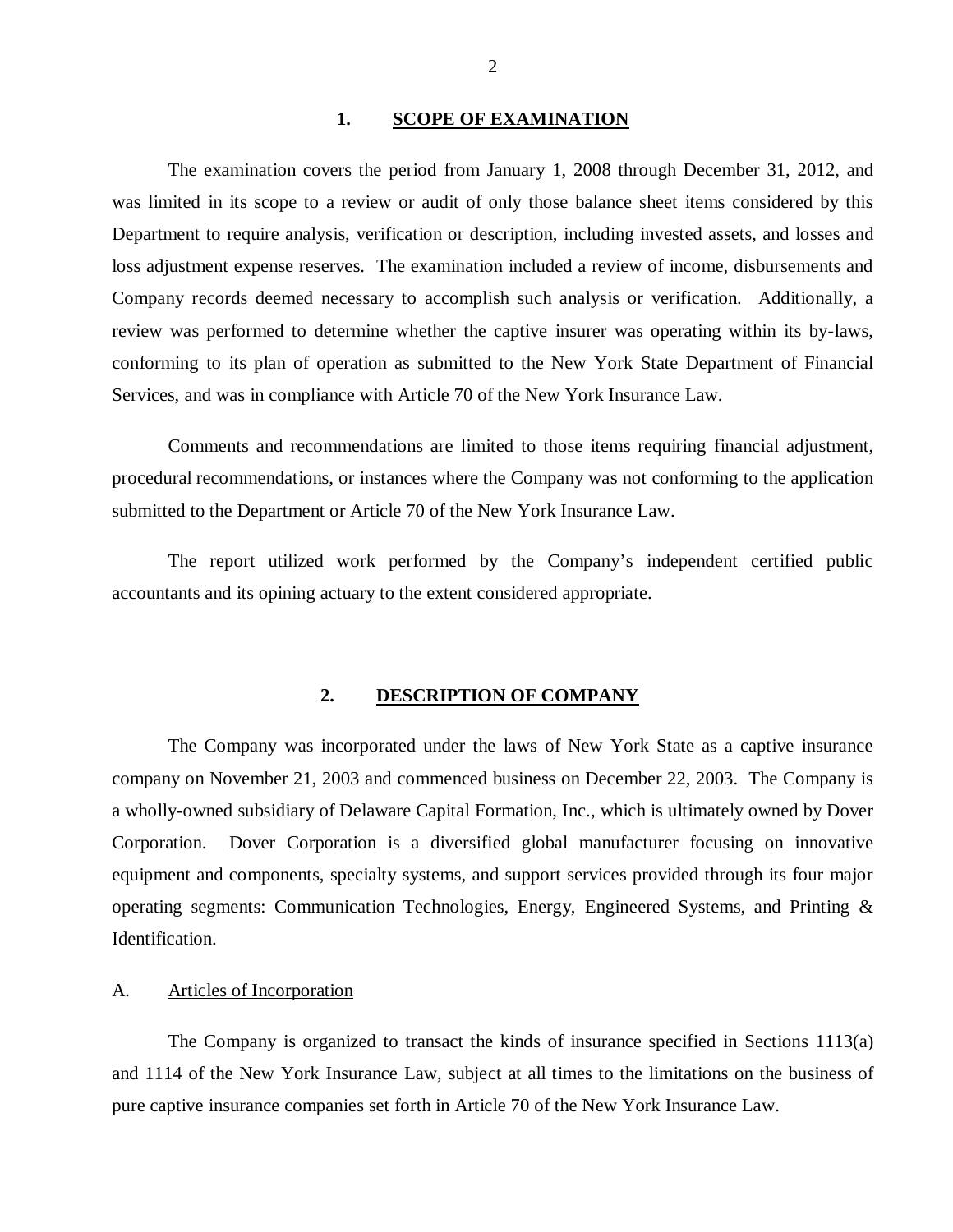## 1. SCOPE OF EXAMINATION

The examination covers the period from January 1, 2008 through December 31, 2012, and was limited in its scope to a review or audit of only those balance sheet items considered by this Department to require analysis, verification or description, including invested assets, and losses and loss adjustment expense reserves. The examination included a review of income, disbursements and Company records deemed necessary to accomplish such analysis or verification. Additionally, a review was performed to determine whether the captive insurer was operating within its by-laws, conforming to its plan of operation as submitted to the New York State Department of Financial Services, and was in compliance with Article 70 of the New York Insurance Law.

Comments and recommendations are limited to those items requiring financial adjustment, procedural recommendations, or instances where the Company was not conforming to the application submitted to the Department or Article 70 of the New York Insurance Law.

The report utilized work performed by the Company's independent certified public accountants and its opining actuary to the extent considered appropriate.

## 2. DESCRIPTION OF COMPANY

The Company was incorporated under the laws of New York State as a captive insurance company on November 21, 2003 and commenced business on December 22, 2003. The Company is a wholly-owned subsidiary of Delaware Capital Formation, Inc., which is ultimately owned by Dover Corporation. Dover Corporation is a diversified global manufacturer focusing on innovative equipment and components, specialty systems, and support services provided through its four major operating segments: Communication Technologies, Energy, Engineered Systems, and Printing & Identification.

### A. Articles of Incorporation

The Company is organized to transact the kinds of insurance specified in Sections 1113(a) and 1114 of the New York Insurance Law, subject at all times to the limitations on the business of pure captive insurance companies set forth in Article 70 of the New York Insurance Law.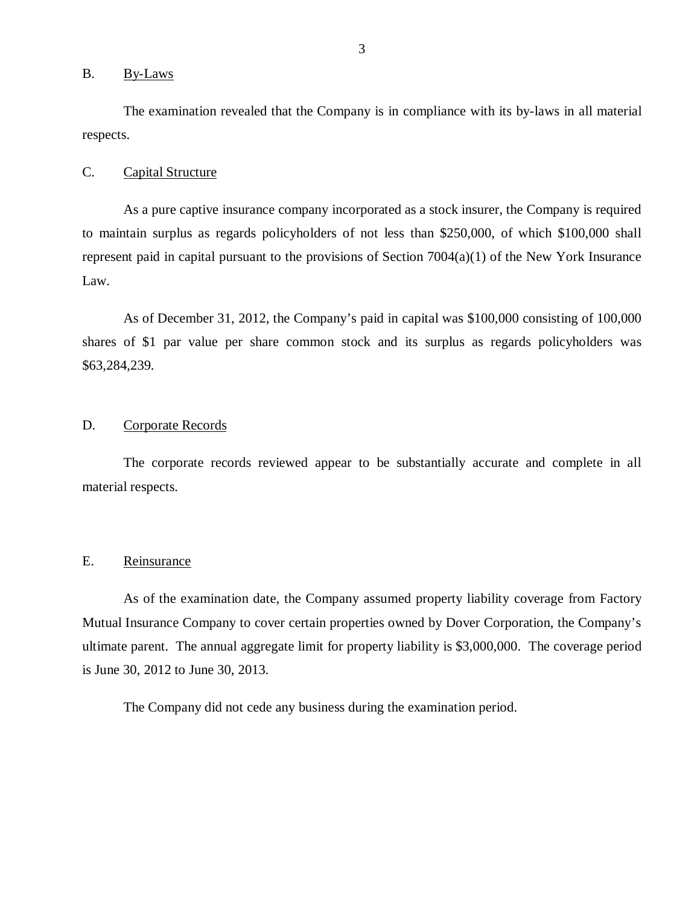## B. By-Laws

The examination revealed that the Company is in compliance with its by-laws in all material respects.

## C. Capital Structure

As a pure captive insurance company incorporated as a stock insurer, the Company is required to maintain surplus as regards policyholders of not less than $250,000, of which $100,000 shall represent paid in capital pursuant to the provisions of Section 7004(a)(1) of the New York Insurance Law.

As of December 31, 2012, the Company's paid in capital was $100,000 consisting of 100,000 shares of $1 par value per share common stock and its surplus as regards policyholders was $63,284,239.

## D. Corporate Records

The corporate records reviewed appear to be substantially accurate and complete in all material respects.

## E. Reinsurance

As of the examination date, the Company assumed property liability coverage from Factory Mutual Insurance Company to cover certain properties owned by Dover Corporation, the Company's ultimate parent. The annual aggregate limit for property liability is $3,000,000. The coverage period is June 30, 2012 to June 30, 2013.

The Company did not cede any business during the examination period.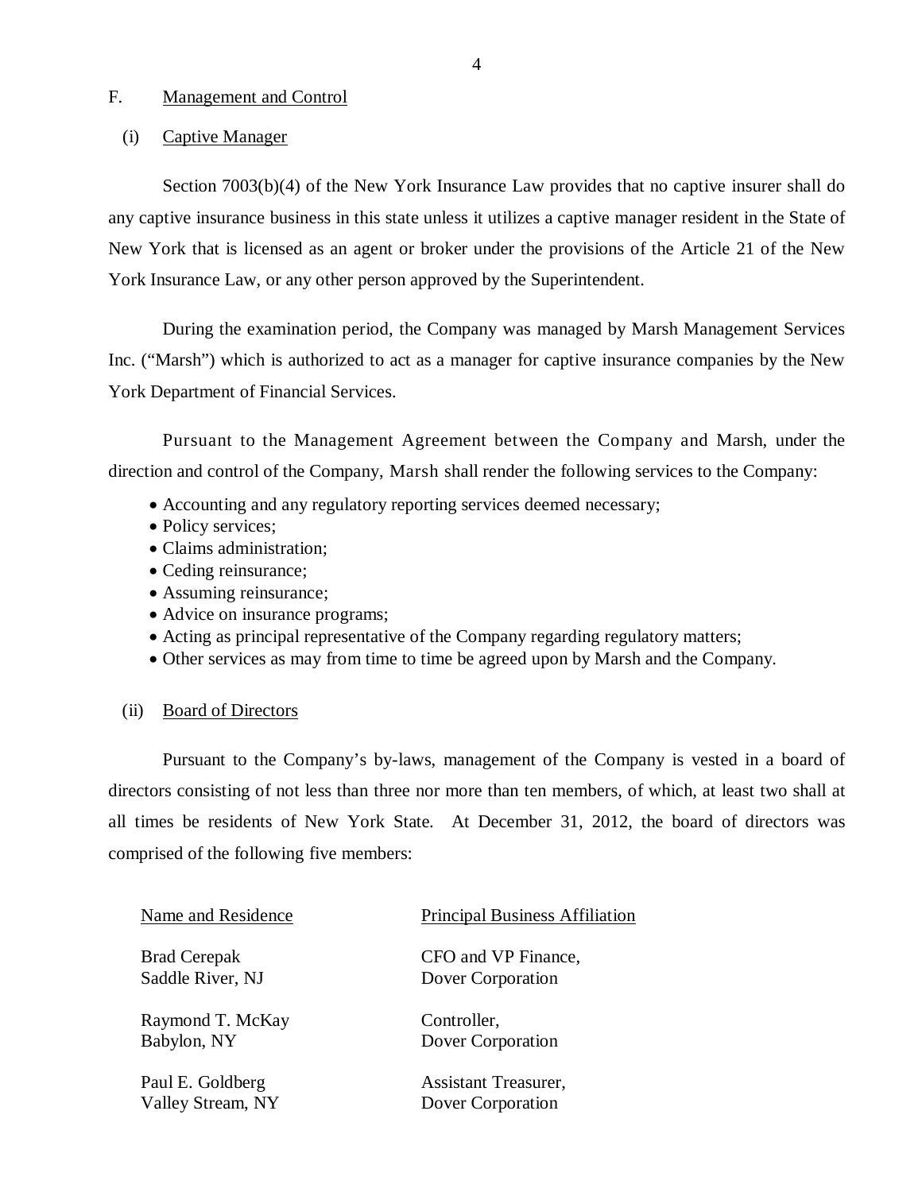## F. Management and Control

### (i) Captive Manager

Section 7003(b)(4) of the New York Insurance Law provides that no captive insurer shall do any captive insurance business in this state unless it utilizes a captive manager resident in the State of New York that is licensed as an agent or broker under the provisions of the Article 21 of the New York Insurance Law, or any other person approved by the Superintendent.

During the examination period, the Company was managed by Marsh Management Services Inc. ("Marsh") which is authorized to act as a manager for captive insurance companies by the New York Department of Financial Services.

Pursuant to the Management Agreement between the Company and Marsh, under the direction and control of the Company, Marsh shall render the following services to the Company:

- Accounting and any regulatory reporting services deemed necessary;
- Policy services;
- Claims administration;
- Ceding reinsurance;
- Assuming reinsurance;
- Advice on insurance programs;
- Acting as principal representative of the Company regarding regulatory matters;
- Other services as may from time to time be agreed upon by Marsh and the Company.

### (ii) Board of Directors

Pursuant to the Company's by-laws, management of the Company is vested in a board of directors consisting of not less than three nor more than ten members, of which, at least two shall at all times be residents of New York State. At December 31, 2012, the board of directors was comprised of the following five members:

| Name and Residence | Principal Business Affiliation |
|---|---|
| Brad Cerepak<br>Saddle River, NJ | CFO and VP Finance,<br>Dover Corporation |
| Raymond T. McKay<br>Babylon, NY | Controller,<br>Dover Corporation |
| Paul E. Goldberg<br>Valley Stream, NY | Assistant Treasurer,<br>Dover Corporation |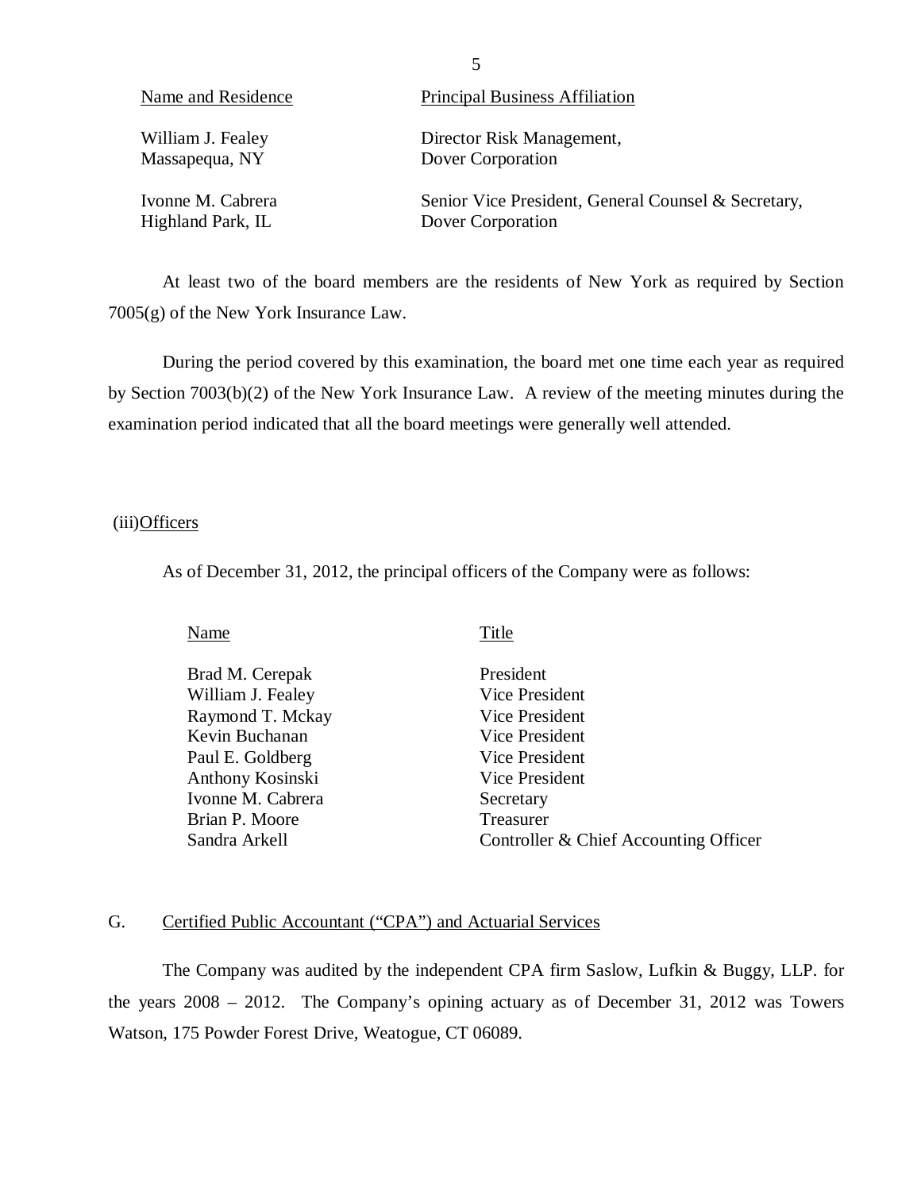| Name and Residence | Principal Business Affiliation |
|---|---|
| William J. Fealey<br>Massapequa, NY | Director Risk Management,<br>Dover Corporation |
| Ivonne M. Cabrera<br>Highland Park, IL | Senior Vice President, General Counsel & Secretary,<br>Dover Corporation |

At least two of the board members are the residents of New York as required by Section 7005(g) of the New York Insurance Law.

During the period covered by this examination, the board met one time each year as required by Section 7003(b)(2) of the New York Insurance Law. A review of the meeting minutes during the examination period indicated that all the board meetings were generally well attended.

(iii) Officers

As of December 31, 2012, the principal officers of the Company were as follows:

| Name | Title |
|---|---|
| Brad M. Cerepak | President |
| William J. Fealey | Vice President |
| Raymond T. Mckay | Vice President |
| Kevin Buchanan | Vice President |
| Paul E. Goldberg | Vice President |
| Anthony Kosinski | Vice President |
| Ivonne M. Cabrera | Secretary |
| Brian P. Moore | Treasurer |
| Sandra Arkell | Controller & Chief Accounting Officer |

## G. Certified Public Accountant ("CPA") and Actuarial Services

The Company was audited by the independent CPA firm Saslow, Lufkin & Buggy, LLP. for the years 2008 – 2012. The Company's opining actuary as of December 31, 2012 was Towers Watson, 175 Powder Forest Drive, Weatogue, CT 06089.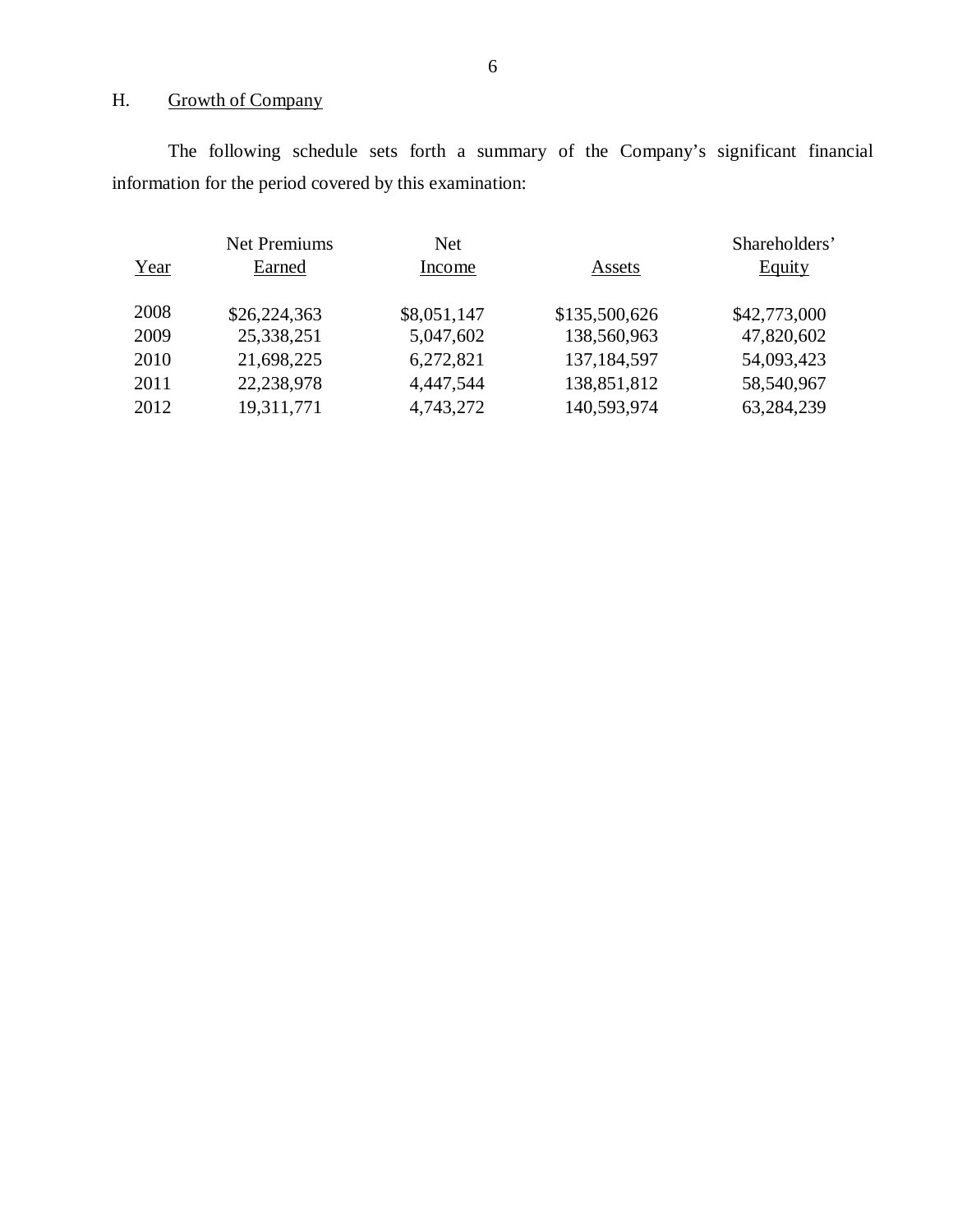## H. Growth of Company

The following schedule sets forth a summary of the Company's significant financial information for the period covered by this examination:

| Year | Net Premiums Earned | Net Income | Assets | Shareholders' Equity |
|---|---|---|---|---|
| 2008 | $26,224,363 | $8,051,147 | $135,500,626 | $42,773,000 |
| 2009 | 25,338,251 | 5,047,602 | 138,560,963 | 47,820,602 |
| 2010 | 21,698,225 | 6,272,821 | 137,184,597 | 54,093,423 |
| 2011 | 22,238,978 | 4,447,544 | 138,851,812 | 58,540,967 |
| 2012 | 19,311,771 | 4,743,272 | 140,593,974 | 63,284,239 |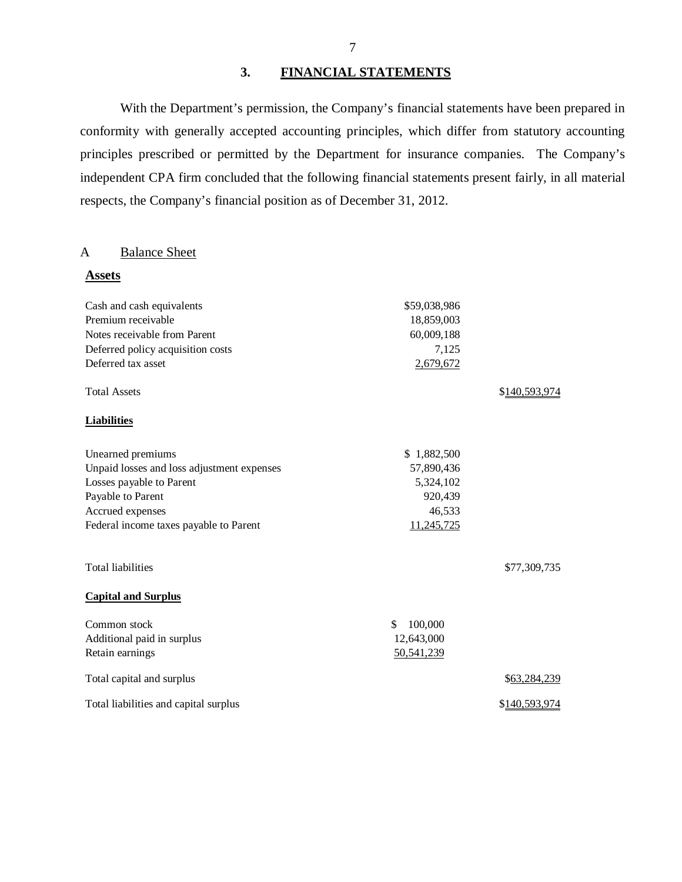## 3. FINANCIAL STATEMENTS

With the Department's permission, the Company's financial statements have been prepared in conformity with generally accepted accounting principles, which differ from statutory accounting principles prescribed or permitted by the Department for insurance companies. The Company's independent CPA firm concluded that the following financial statements present fairly, in all material respects, the Company's financial position as of December 31, 2012.

### A Balance Sheet

| **Assets** | | |
|---|---|---|
| Cash and cash equivalents | $59,038,986 | |
| Premium receivable | 18,859,003 | |
| Notes receivable from Parent | 60,009,188 | |
| Deferred policy acquisition costs | 7,125 | |
| Deferred tax asset | 2,679,672 | |
| Total Assets | | $140,593,974 |
| **Liabilities** | | |
| Unearned premiums | $ 1,882,500 | |
| Unpaid losses and loss adjustment expenses | 57,890,436 | |
| Losses payable to Parent | 5,324,102 | |
| Payable to Parent | 920,439 | |
| Accrued expenses | 46,533 | |
| Federal income taxes payable to Parent | 11,245,725 | |
| Total liabilities | | $77,309,735 |
| **Capital and Surplus** | | |
| Common stock | $ 100,000 | |
| Additional paid in surplus | 12,643,000 | |
| Retain earnings | 50,541,239 | |
| Total capital and surplus | | $63,284,239 |
| Total liabilities and capital surplus | | $140,593,974 |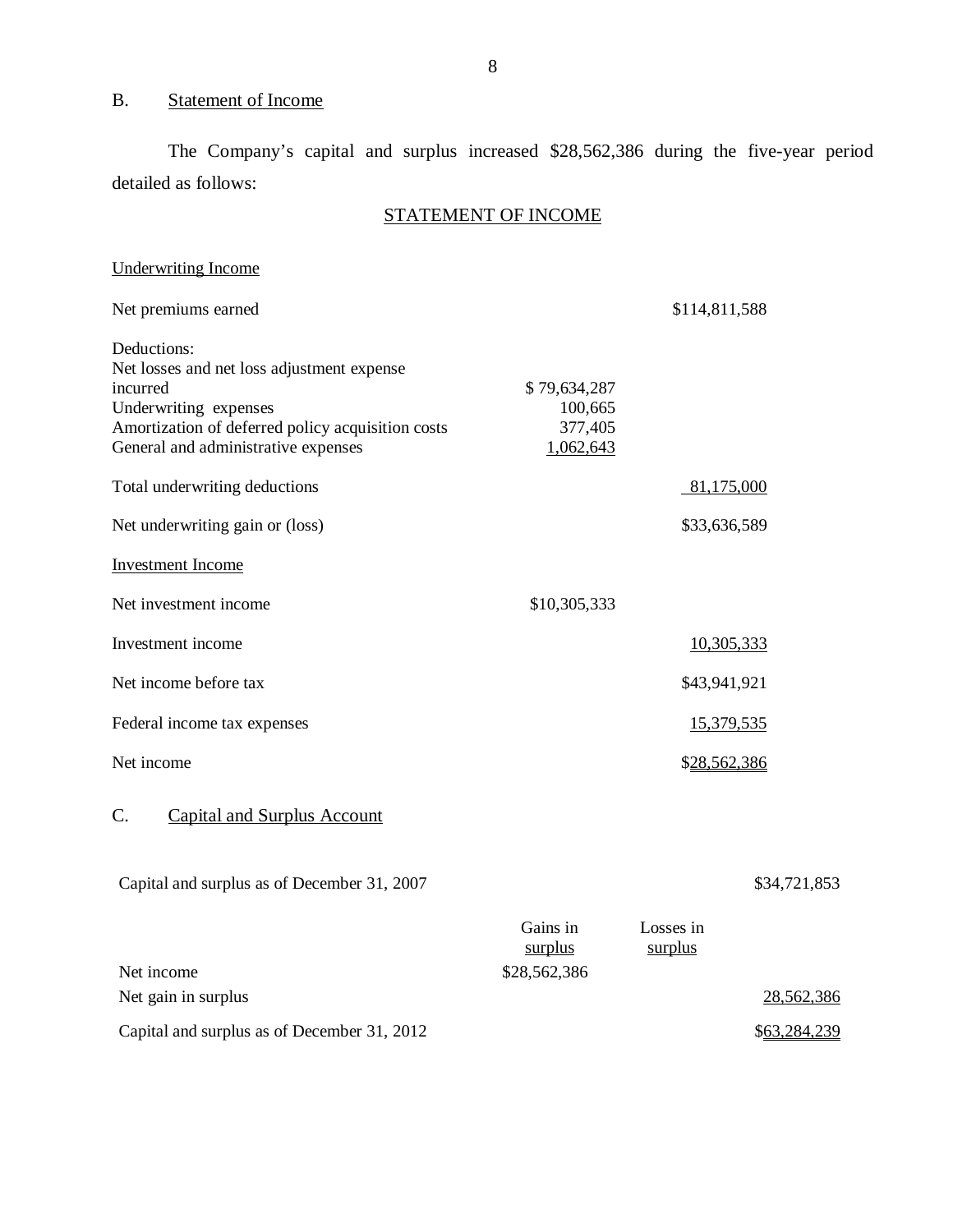## B. Statement of Income

The Company's capital and surplus increased $28,562,386 during the five-year period detailed as follows:

### STATEMENT OF INCOME

| | | |
|---|---|---|
| **Underwriting Income** | | |
| Net premiums earned | | $114,811,588 |
| Deductions: | | |
| Net losses and net loss adjustment expense incurred | $ 79,634,287 | |
| Underwriting expenses | 100,665 | |
| Amortization of deferred policy acquisition costs | 377,405 | |
| General and administrative expenses | 1,062,643 | |
| Total underwriting deductions | | 81,175,000 |
| Net underwriting gain or (loss) | | $33,636,589 |
| **Investment Income** | | |
| Net investment income | $10,305,333 | |
| Investment income | | 10,305,333 |
| Net income before tax | | $43,941,921 |
| Federal income tax expenses | | 15,379,535 |
| Net income | | $28,562,386 |

## C. Capital and Surplus Account

| | Gains in surplus | Losses in surplus | |
|---|---|---|---|
| Capital and surplus as of December 31, 2007 | | | $34,721,853 |
| Net income | $28,562,386 | | |
| Net gain in surplus | | | 28,562,386 |
| Capital and surplus as of December 31, 2012 | | | $63,284,239 |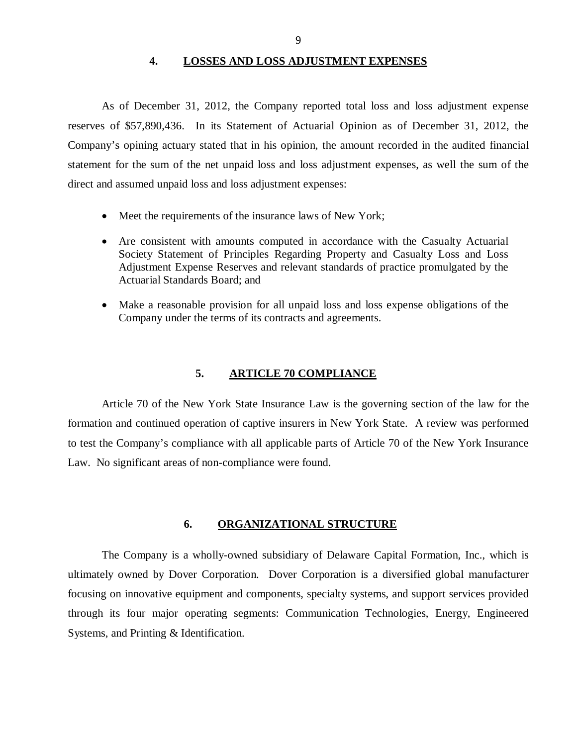## 4. LOSSES AND LOSS ADJUSTMENT EXPENSES

As of December 31, 2012, the Company reported total loss and loss adjustment expense reserves of $57,890,436. In its Statement of Actuarial Opinion as of December 31, 2012, the Company's opining actuary stated that in his opinion, the amount recorded in the audited financial statement for the sum of the net unpaid loss and loss adjustment expenses, as well the sum of the direct and assumed unpaid loss and loss adjustment expenses:

- Meet the requirements of the insurance laws of New York;
- Are consistent with amounts computed in accordance with the Casualty Actuarial Society Statement of Principles Regarding Property and Casualty Loss and Loss Adjustment Expense Reserves and relevant standards of practice promulgated by the Actuarial Standards Board; and
- Make a reasonable provision for all unpaid loss and loss expense obligations of the Company under the terms of its contracts and agreements.

## 5. ARTICLE 70 COMPLIANCE

Article 70 of the New York State Insurance Law is the governing section of the law for the formation and continued operation of captive insurers in New York State. A review was performed to test the Company's compliance with all applicable parts of Article 70 of the New York Insurance Law. No significant areas of non-compliance were found.

## 6. ORGANIZATIONAL STRUCTURE

The Company is a wholly-owned subsidiary of Delaware Capital Formation, Inc., which is ultimately owned by Dover Corporation. Dover Corporation is a diversified global manufacturer focusing on innovative equipment and components, specialty systems, and support services provided through its four major operating segments: Communication Technologies, Energy, Engineered Systems, and Printing & Identification.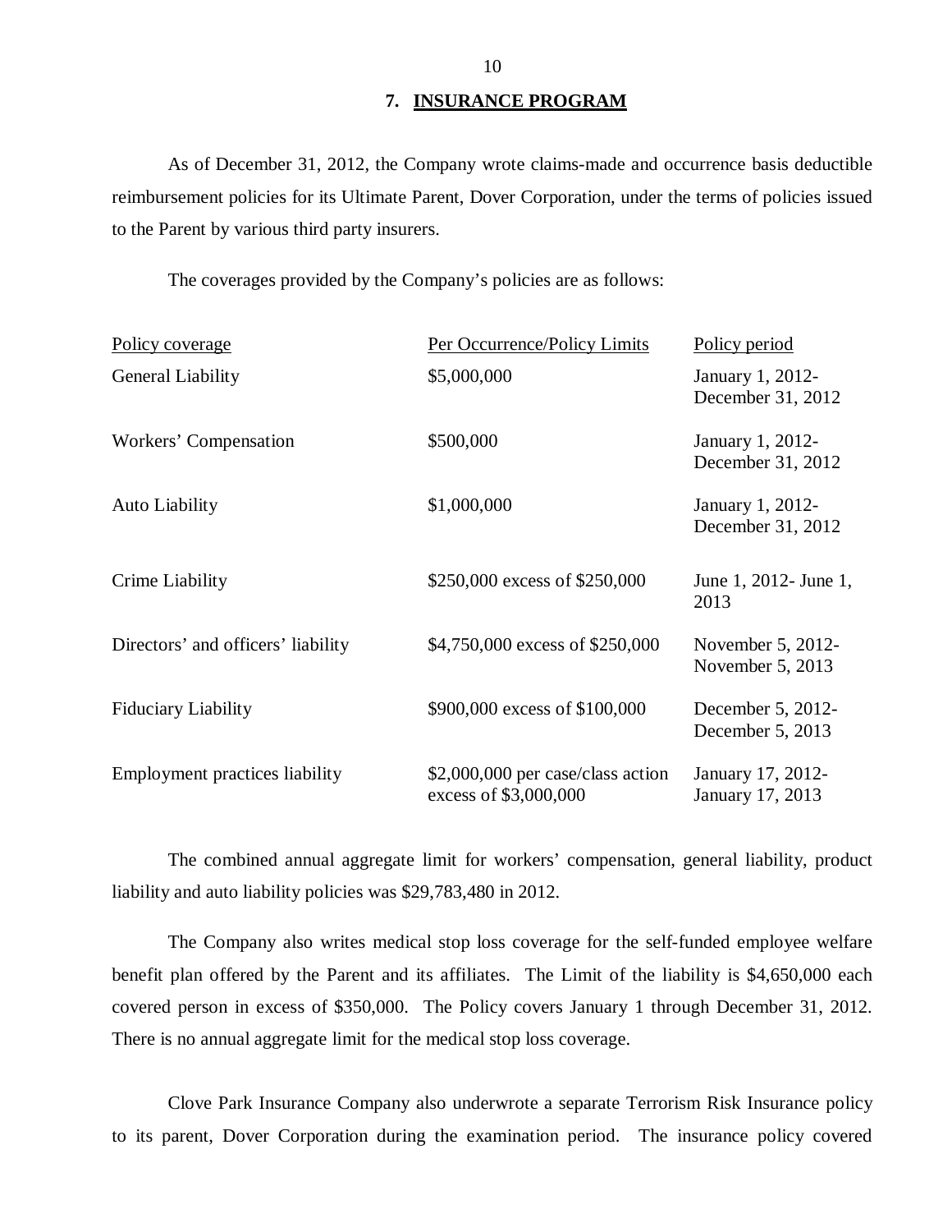## 7. INSURANCE PROGRAM

As of December 31, 2012, the Company wrote claims-made and occurrence basis deductible reimbursement policies for its Ultimate Parent, Dover Corporation, under the terms of policies issued to the Parent by various third party insurers.

The coverages provided by the Company's policies are as follows:

| Policy coverage | Per Occurrence/Policy Limits | Policy period |
|---|---|---|
| General Liability | $5,000,000 | January 1, 2012- December 31, 2012 |
| Workers' Compensation | $500,000 | January 1, 2012- December 31, 2012 |
| Auto Liability | $1,000,000 | January 1, 2012- December 31, 2012 |
| Crime Liability | $250,000 excess of $250,000 | June 1, 2012- June 1, 2013 |
| Directors' and officers' liability | $4,750,000 excess of $250,000 | November 5, 2012- November 5, 2013 |
| Fiduciary Liability | $900,000 excess of $100,000 | December 5, 2012- December 5, 2013 |
| Employment practices liability | $2,000,000 per case/class action excess of $3,000,000 | January 17, 2012- January 17, 2013 |

The combined annual aggregate limit for workers' compensation, general liability, product liability and auto liability policies was $29,783,480 in 2012.

The Company also writes medical stop loss coverage for the self-funded employee welfare benefit plan offered by the Parent and its affiliates. The Limit of the liability is $4,650,000 each covered person in excess of $350,000. The Policy covers January 1 through December 31, 2012. There is no annual aggregate limit for the medical stop loss coverage.

Clove Park Insurance Company also underwrote a separate Terrorism Risk Insurance policy to its parent, Dover Corporation during the examination period. The insurance policy covered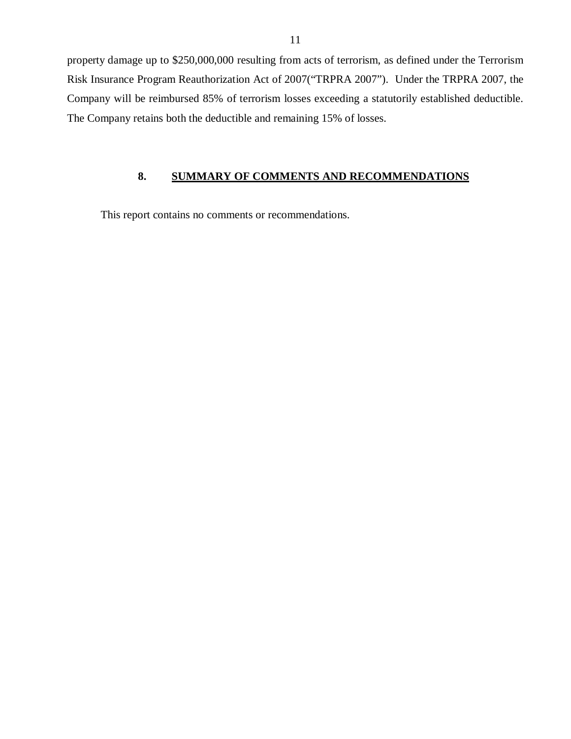property damage up to $250,000,000 resulting from acts of terrorism, as defined under the Terrorism Risk Insurance Program Reauthorization Act of 2007("TRPRA 2007"). Under the TRPRA 2007, the Company will be reimbursed 85% of terrorism losses exceeding a statutorily established deductible. The Company retains both the deductible and remaining 15% of losses.

## 8. SUMMARY OF COMMENTS AND RECOMMENDATIONS

This report contains no comments or recommendations.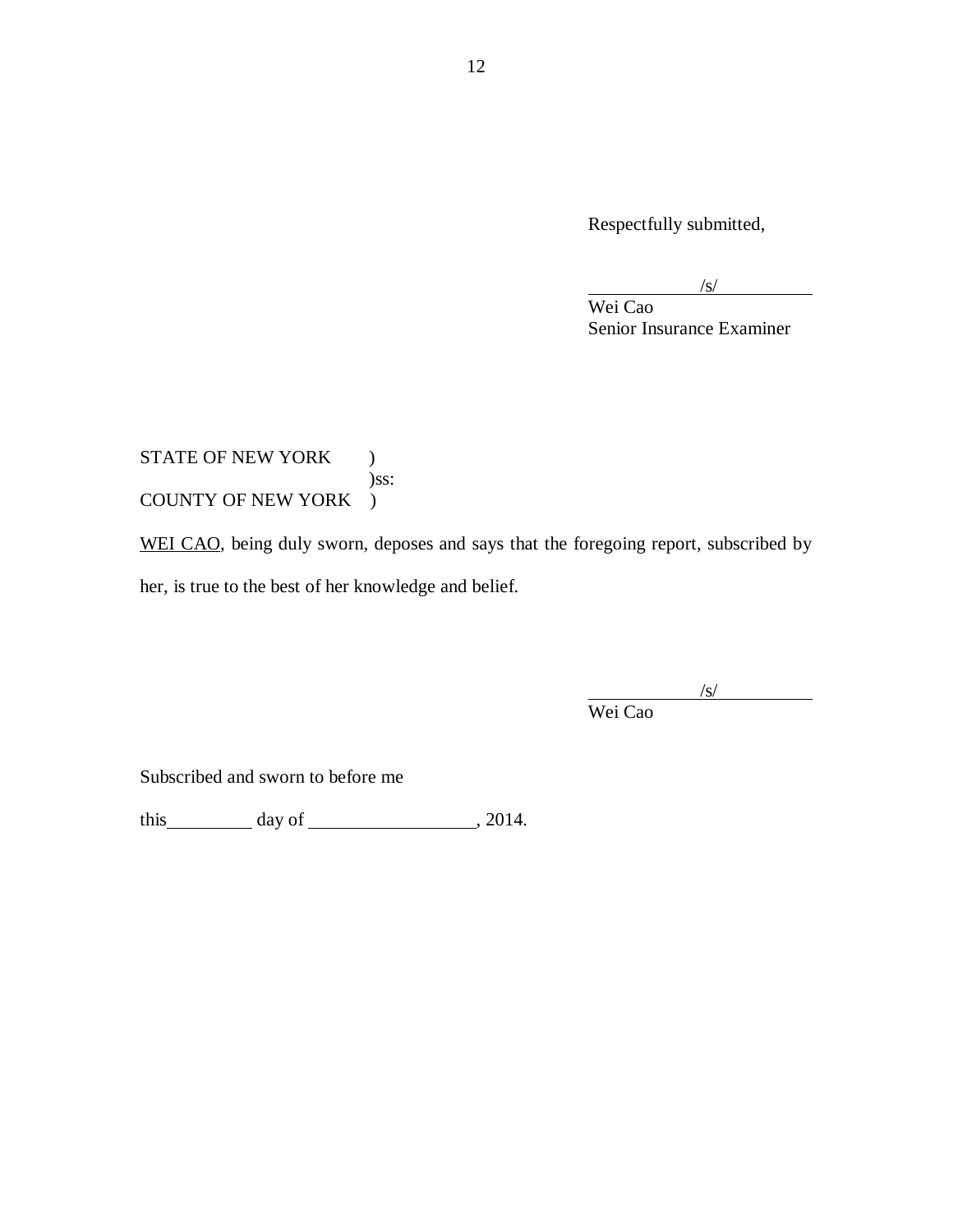Respectfully submitted,

/s/
Wei Cao
Senior Insurance Examiner

STATE OF NEW YORK )
)ss:
COUNTY OF NEW YORK )

WEI CAO, being duly sworn, deposes and says that the foregoing report, subscribed by her, is true to the best of her knowledge and belief.

/s/
Wei Cao

Subscribed and sworn to before me

this\_\_\_\_\_\_\_\_\_ day of \_\_\_\_\_\_\_\_\_\_\_\_\_\_\_\_\_\_, 2014.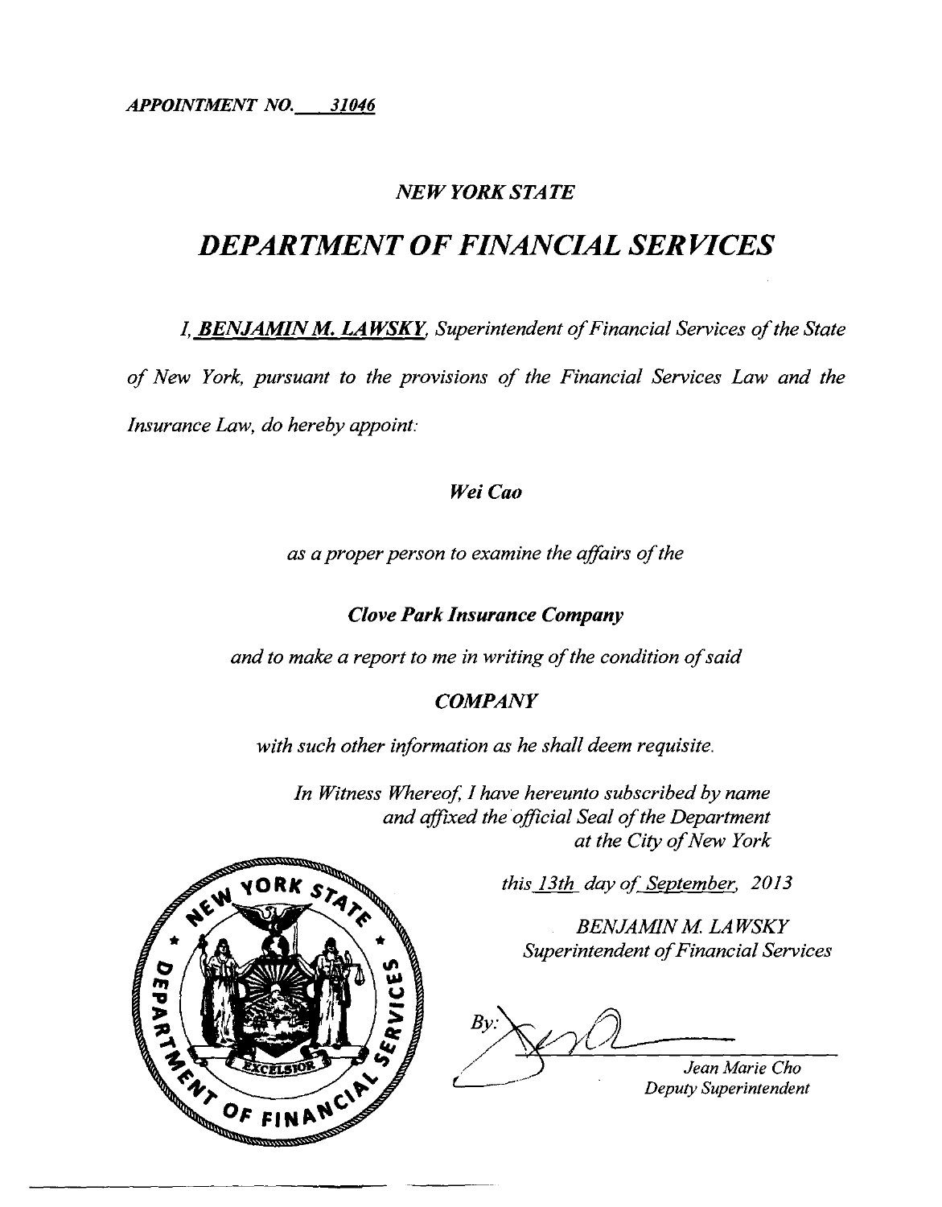*APPOINTMENT NO. 31046*

## *NEW YORK STATE*

# *DEPARTMENT OF FINANCIAL SERVICES*

*I, **BENJAMIN M. LAWSKY**, Superintendent of Financial Services of the State of New York, pursuant to the provisions of the Financial Services Law and the Insurance Law, do hereby appoint:*

***Wei Cao***

*as a proper person to examine the affairs of the*

***Clove Park Insurance Company***

*and to make a report to me in writing of the condition of said*

***COMPANY***

*with such other information as he shall deem requisite.*

*In Witness Whereof, I have hereunto subscribed by name and affixed the official Seal of the Department at the City of New York*

*this 13th day of September, 2013*

*BENJAMIN M. LAWSKY*
*Superintendent of Financial Services*

*By:*

*Jean Marie Cho*
*Deputy Superintendent*